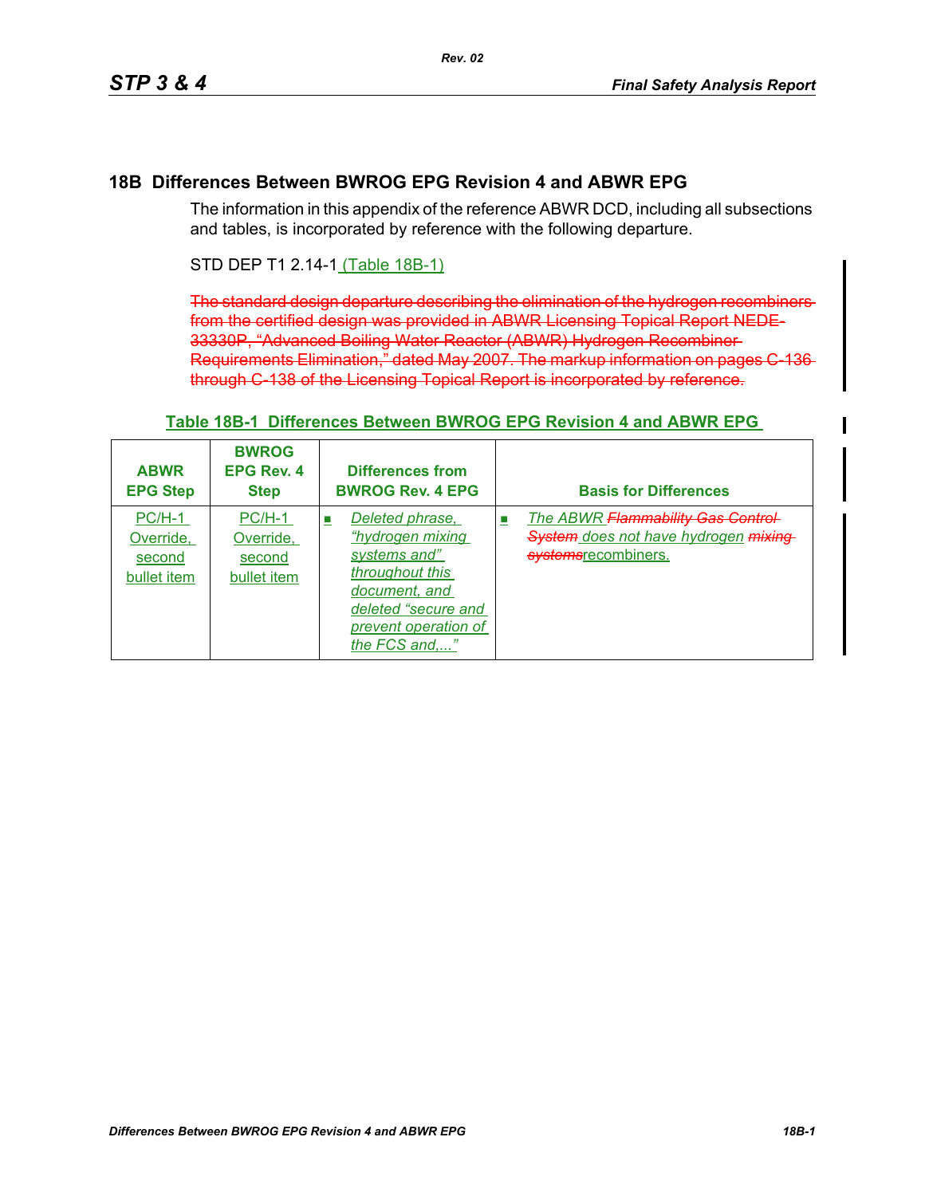## 18B Differences Between BWROG EPG Revision 4 and ABWR EPG

The information in this appendix of the reference ABWR DCD, including all subsections and tables, is incorporated by reference with the following departure.

STD DEP T1 2.14-1 (Table 18B-1)

~~The standard design departure describing the elimination of the hydrogen recombiners from the certified design was provided in ABWR Licensing Topical Report NEDE-33330P, "Advanced Boiling Water Reactor (ABWR) Hydrogen Recombiner Requirements Elimination," dated May 2007. The markup information on pages C-136 through C-138 of the Licensing Topical Report is incorporated by reference.~~

**Table 18B-1 Differences Between BWROG EPG Revision 4 and ABWR EPG**

| ABWR EPG Step | BWROG EPG Rev. 4 Step | Differences from BWROG Rev. 4 EPG | Basis for Differences |
|---|---|---|---|
| PC/H-1 Override, second bullet item | PC/H-1 Override, second bullet item | ■ *Deleted phrase, "hydrogen mixing systems and" throughout this document, and deleted "secure and prevent operation of the FCS and,..."* | ■ *The ABWR ~~Flammability Gas Control System~~ does not have hydrogen ~~mixing systems~~*recombiners. |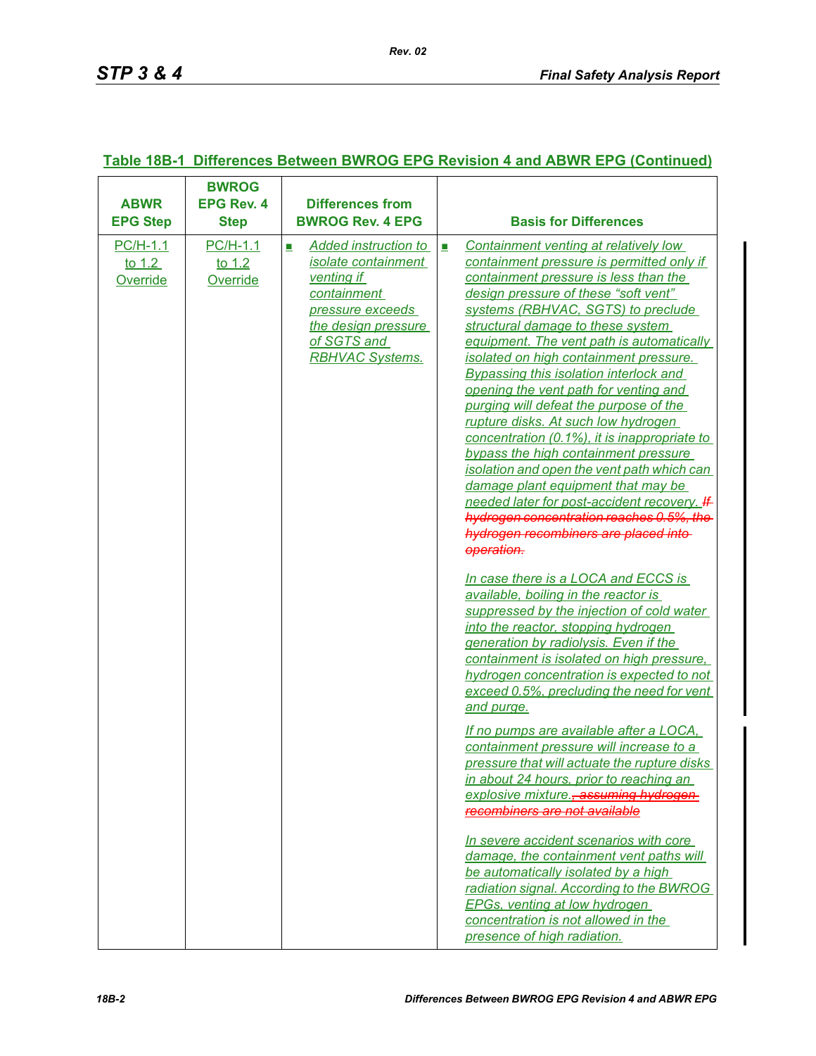**Table 18B-1 Differences Between BWROG EPG Revision 4 and ABWR EPG (Continued)**

| ABWR EPG Step | BWROG EPG Rev. 4 Step | Differences from BWROG Rev. 4 EPG | Basis for Differences |
|---|---|---|---|
| PC/H-1.1 to 1.2 Override | PC/H-1.1 to 1.2 Override | ■ *Added instruction to isolate containment venting if containment pressure exceeds the design pressure of SGTS and RBHVAC Systems.* | ■ *Containment venting at relatively low containment pressure is permitted only if containment pressure is less than the design pressure of these "soft vent" systems (RBHVAC, SGTS) to preclude structural damage to these system equipment. The vent path is automatically isolated on high containment pressure. Bypassing this isolation interlock and opening the vent path for venting and purging will defeat the purpose of the rupture disks. At such low hydrogen concentration (0.1%), it is inappropriate to bypass the high containment pressure isolation and open the vent path which can damage plant equipment that may be needed later for post-accident recovery.* ~~*If hydrogen concentration reaches 0.5%, the hydrogen recombiners are placed into operation.*~~<br><br>*In case there is a LOCA and ECCS is available, boiling in the reactor is suppressed by the injection of cold water into the reactor, stopping hydrogen generation by radiolysis. Even if the containment is isolated on high pressure, hydrogen concentration is expected to not exceed 0.5%, precluding the need for vent and purge.*<br><br>*If no pumps are available after a LOCA, containment pressure will increase to a pressure that will actuate the rupture disks in about 24 hours, prior to reaching an explosive mixture.*~~*, assuming hydrogen recombiners are not available*~~<br><br>*In severe accident scenarios with core damage, the containment vent paths will be automatically isolated by a high radiation signal. According to the BWROG EPGs, venting at low hydrogen concentration is not allowed in the presence of high radiation.* |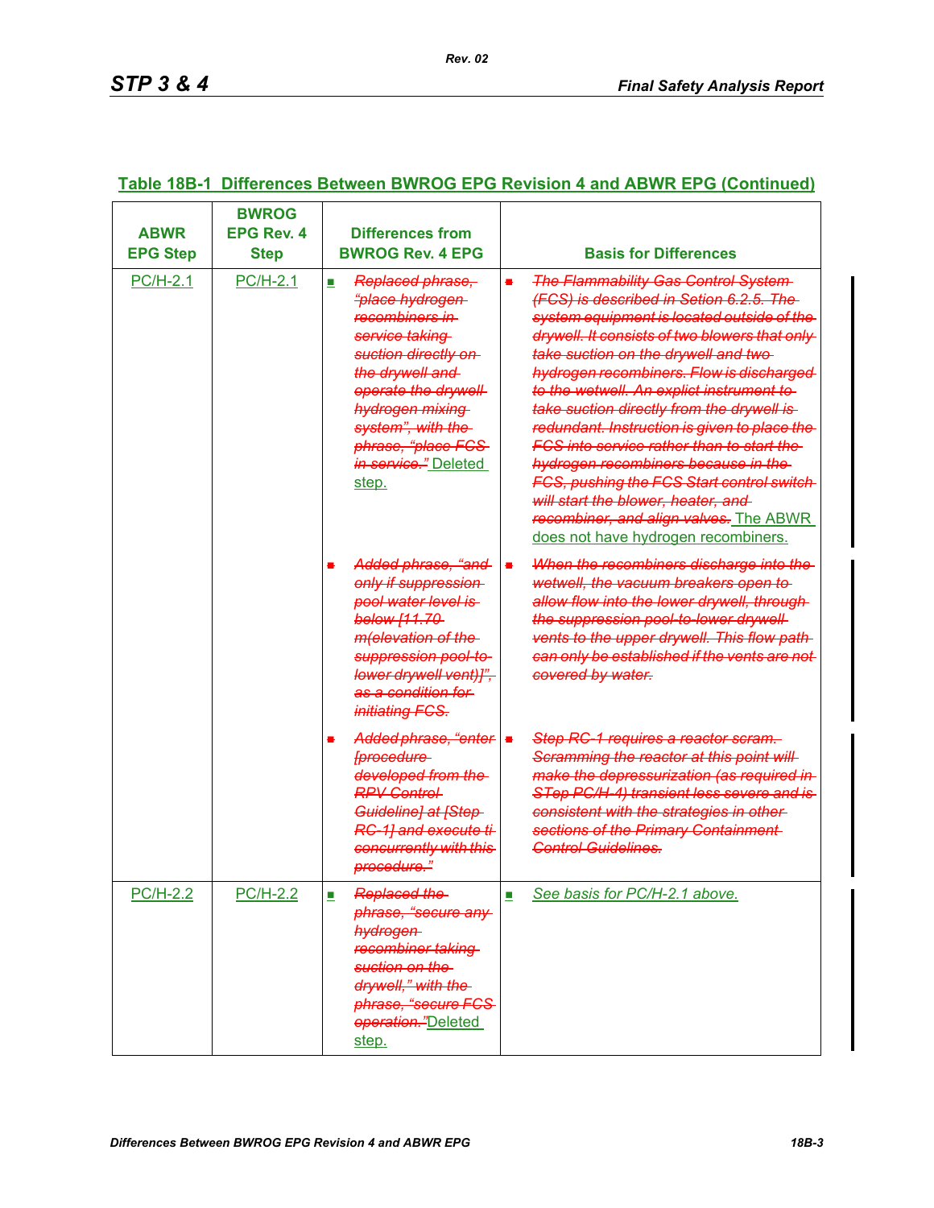## Table 18B-1  Differences Between BWROG EPG Revision 4 and ABWR EPG (Continued)

| ABWR EPG Step | BWROG EPG Rev. 4 Step | Differences from BWROG Rev. 4 EPG | Basis for Differences |
|---|---|---|---|
| PC/H-2.1 | PC/H-2.1 | ■ ~~Replaced phrase, "place hydrogen recombiners in service taking suction directly on the drywell and operate the drywell hydrogen mixing system", with the phrase, "place FCS in service."~~ Deleted step. | ■ ~~The Flammability Gas Control System (FCS) is described in Setion 6.2.5. The system equipment is located outside of the drywell. It consists of two blowers that only take suction on the drywell and two hydrogen recombiners. Flow is discharged to the wetwell. An explict instrument to take suction directly from the drywell is redundant. Instruction is given to place the FCS into service rather than to start the hydrogen recombiners because in the FCS, pushing the FCS Start control switch will start the blower, heater, and recombiner, and align valves.~~ The ABWR does not have hydrogen recombiners. |
| | | ■ ~~Added phrase, "and only if suppression pool water level is below [11.70 m(elevation of the suppression pool-to-lower drywell vent)]", as a condition for initiating FCS.~~ | ■ ~~When the recombiners discharge into the wetwell, the vacuum breakers open to allow flow into the lower drywell, through the suppression pool-to-lower drywell vents to the upper drywell. This flow path can only be established if the vents are not covered by water.~~ |
| | | ■ ~~Added phrase, "enter [procedure developed from the RPV Control Guideline] at [Step RC-1] and execute ti concurrently with this procedure."~~ | ■ ~~Step RC-1 requires a reactor scram. Scramming the reactor at this point will make the depressurization (as required in STep PC/H-4) transient less severe and is consistent with the strategies in other sections of the Primary Containment Control Guidelines.~~ |
| PC/H-2.2 | PC/H-2.2 | ■ ~~Replaced the phrase, "secure any hydrogen recombiner taking suction on the drywell," with the phrase, "secure FCS operation."~~ Deleted step. | ■ See basis for PC/H-2.1 above. |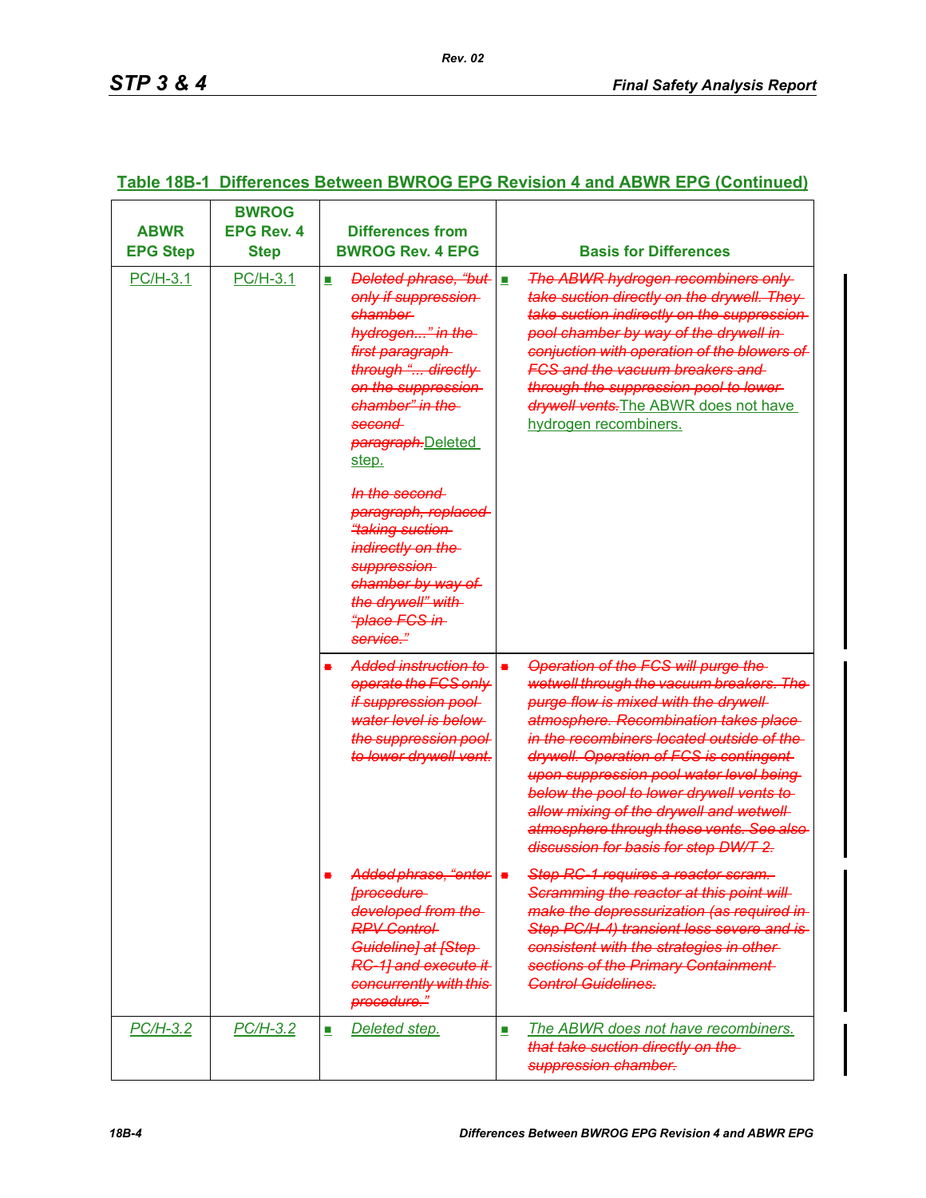## Table 18B-1 Differences Between BWROG EPG Revision 4 and ABWR EPG (Continued)

| ABWR EPG Step | BWROG EPG Rev. 4 Step | Differences from BWROG Rev. 4 EPG | Basis for Differences |
|---|---|---|---|
| PC/H-3.1 | PC/H-3.1 | ■ ~~Deleted phrase, "but only if suppression chamber hydrogen..." in the first paragraph through "... directly on the suppression chamber" in the second paragraph.~~ Deleted step.<br><br>~~In the second paragraph, replaced "taking suction indirectly on the suppression chamber by way of the drywell" with "place FCS in service."~~ | ■ ~~The ABWR hydrogen recombiners only take suction directly on the drywell. They take suction indirectly on the suppression pool chamber by way of the drywell in conjuction with operation of the blowers of FCS and the vacuum breakers and through the suppression pool to lower drywell vents.~~ The ABWR does not have hydrogen recombiners. |
| | | ■ ~~Added instruction to operate the FCS only if suppression pool water level is below the suppression pool to lower drywell vent.~~ | ■ ~~Operation of the FCS will purge the wetwell through the vacuum breakers. The purge flow is mixed with the drywell atmosphere. Recombination takes place in the recombiners located outside of the drywell. Operation of FCS is contingent upon suppression pool water level being below the pool to lower drywell vents to allow mixing of the drywell and wetwell atmosphere through these vents. See also discussion for basis for step DW/T-2.~~ |
| | | ■ ~~Added phrase, "enter [procedure developed from the RPV Control Guideline] at [Step RC-1] and execute it concurrently with this procedure."~~ | ■ ~~Step RC-1 requires a reactor scram. Scramming the reactor at this point will make the depressurization (as required in Step PC/H-4) transient less severe and is consistent with the strategies in other sections of the Primary Containment Control Guidelines.~~ |
| *PC/H-3.2* | *PC/H-3.2* | ■ *Deleted step.* | ■ *The ABWR does not have recombiners.* ~~*that take suction directly on the suppression chamber.*~~ |